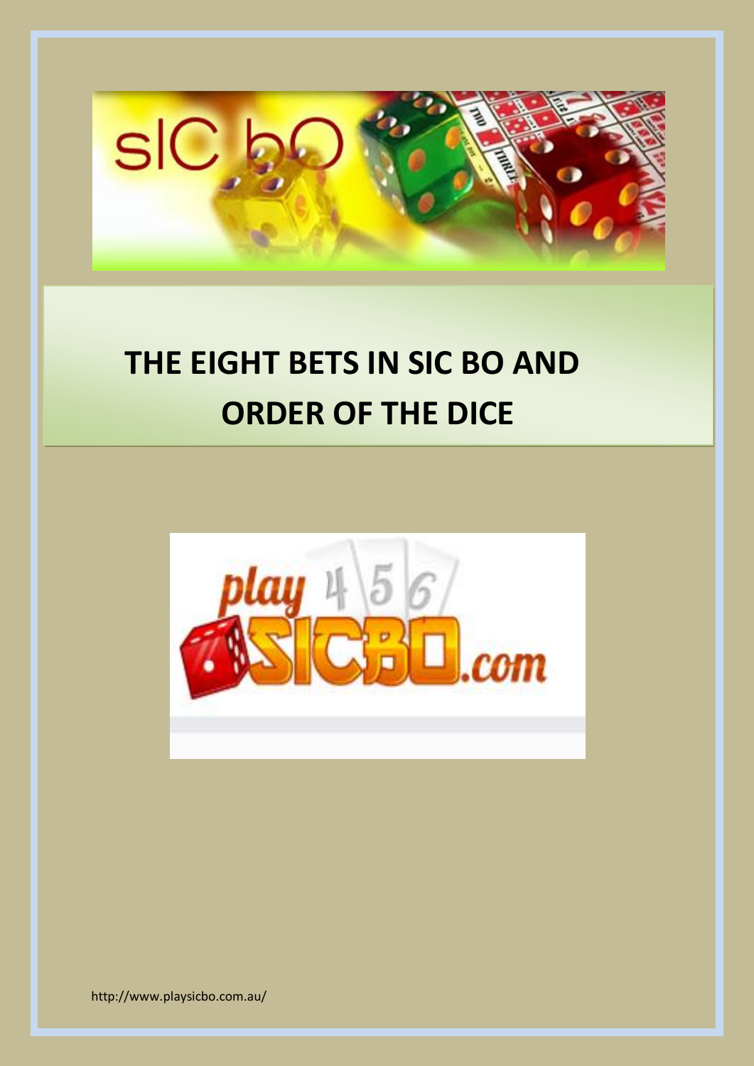# THE EIGHT BETS IN SIC BO AND ORDER OF THE DICE

http://www.playsicbo.com.au/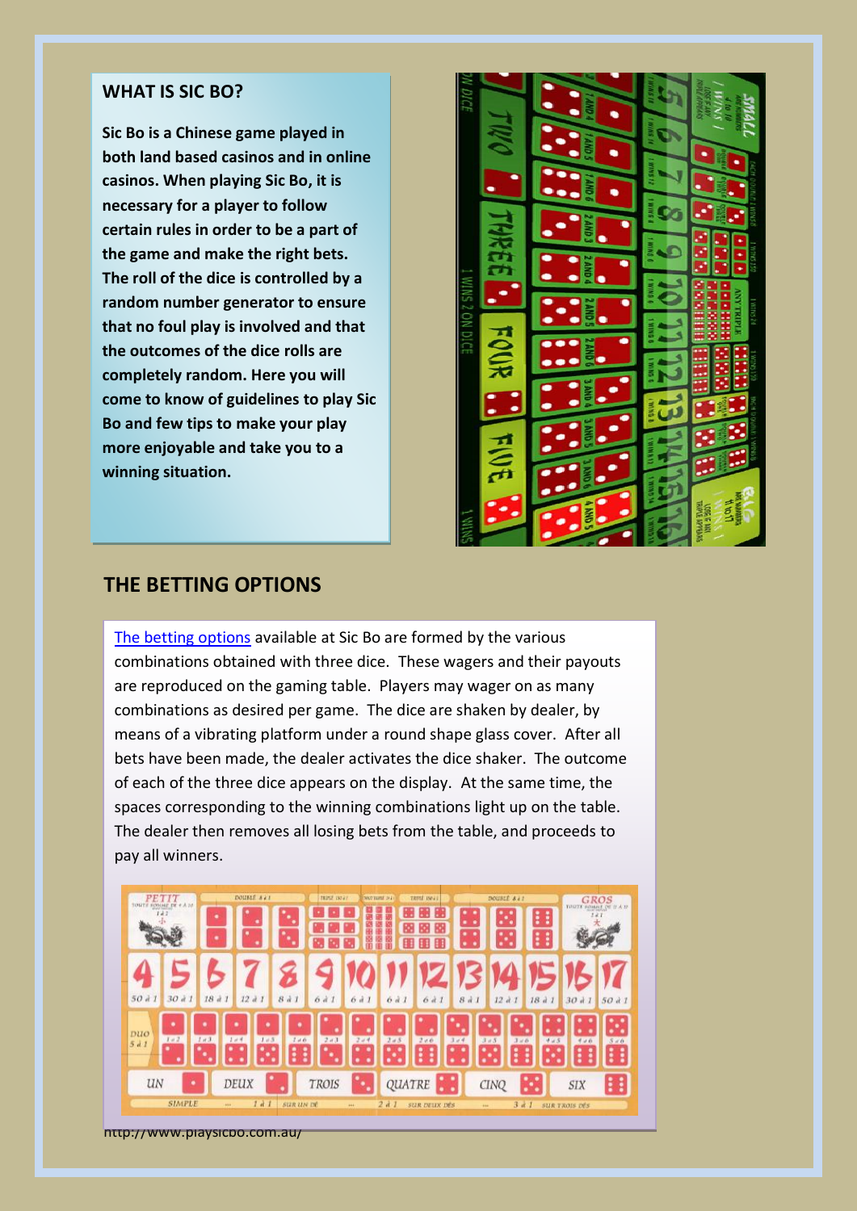## WHAT IS SIC BO?

**Sic Bo is a Chinese game played in both land based casinos and in online casinos. When playing Sic Bo, it is necessary for a player to follow certain rules in order to be a part of the game and make the right bets. The roll of the dice is controlled by a random number generator to ensure that no foul play is involved and that the outcomes of the dice rolls are completely random. Here you will come to know of guidelines to play Sic Bo and few tips to make your play more enjoyable and take you to a winning situation.**

## THE BETTING OPTIONS

The betting options available at Sic Bo are formed by the various combinations obtained with three dice. These wagers and their payouts are reproduced on the gaming table. Players may wager on as many combinations as desired per game. The dice are shaken by dealer, by means of a vibrating platform under a round shape glass cover. After all bets have been made, the dealer activates the dice shaker. The outcome of each of the three dice appears on the display. At the same time, the spaces corresponding to the winning combinations light up on the table. The dealer then removes all losing bets from the table, and proceeds to pay all winners.

http://www.playsicbo.com.au/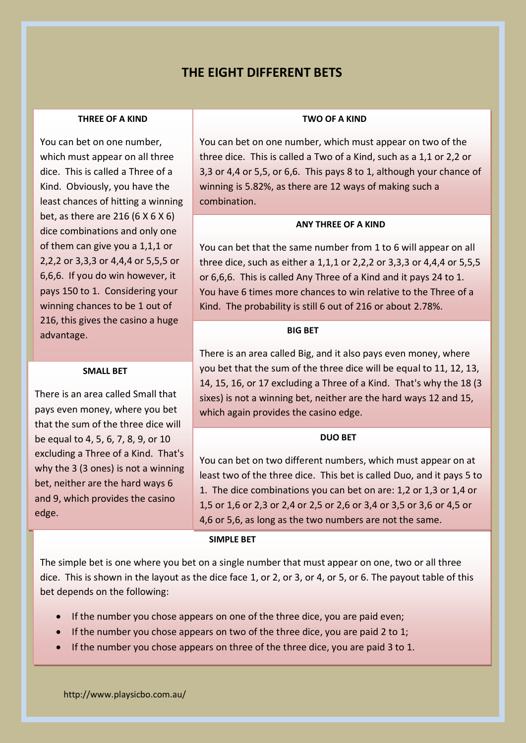# THE EIGHT DIFFERENT BETS

### THREE OF A KIND

You can bet on one number, which must appear on all three dice. This is called a Three of a Kind. Obviously, you have the least chances of hitting a winning bet, as there are 216 (6 X 6 X 6) dice combinations and only one of them can give you a 1,1,1 or 2,2,2 or 3,3,3 or 4,4,4 or 5,5,5 or 6,6,6. If you do win however, it pays 150 to 1. Considering your winning chances to be 1 out of 216, this gives the casino a huge advantage.

### TWO OF A KIND

You can bet on one number, which must appear on two of the three dice. This is called a Two of a Kind, such as a 1,1 or 2,2 or 3,3 or 4,4 or 5,5, or 6,6. This pays 8 to 1, although your chance of winning is 5.82%, as there are 12 ways of making such a combination.

### ANY THREE OF A KIND

You can bet that the same number from 1 to 6 will appear on all three dice, such as either a 1,1,1 or 2,2,2 or 3,3,3 or 4,4,4 or 5,5,5 or 6,6,6. This is called Any Three of a Kind and it pays 24 to 1. You have 6 times more chances to win relative to the Three of a Kind. The probability is still 6 out of 216 or about 2.78%.

### SMALL BET

There is an area called Small that pays even money, where you bet that the sum of the three dice will be equal to 4, 5, 6, 7, 8, 9, or 10 excluding a Three of a Kind. That's why the 3 (3 ones) is not a winning bet, neither are the hard ways 6 and 9, which provides the casino edge.

### BIG BET

There is an area called Big, and it also pays even money, where you bet that the sum of the three dice will be equal to 11, 12, 13, 14, 15, 16, or 17 excluding a Three of a Kind. That's why the 18 (3 sixes) is not a winning bet, neither are the hard ways 12 and 15, which again provides the casino edge.

### DUO BET

You can bet on two different numbers, which must appear on at least two of the three dice. This bet is called Duo, and it pays 5 to 1. The dice combinations you can bet on are: 1,2 or 1,3 or 1,4 or 1,5 or 1,6 or 2,3 or 2,4 or 2,5 or 2,6 or 3,4 or 3,5 or 3,6 or 4,5 or 4,6 or 5,6, as long as the two numbers are not the same.

### SIMPLE BET

The simple bet is one where you bet on a single number that must appear on one, two or all three dice. This is shown in the layout as the dice face 1, or 2, or 3, or 4, or 5, or 6. The payout table of this bet depends on the following:

- If the number you chose appears on one of the three dice, you are paid even;
- If the number you chose appears on two of the three dice, you are paid 2 to 1;
- If the number you chose appears on three of the three dice, you are paid 3 to 1.

http://www.playsicbo.com.au/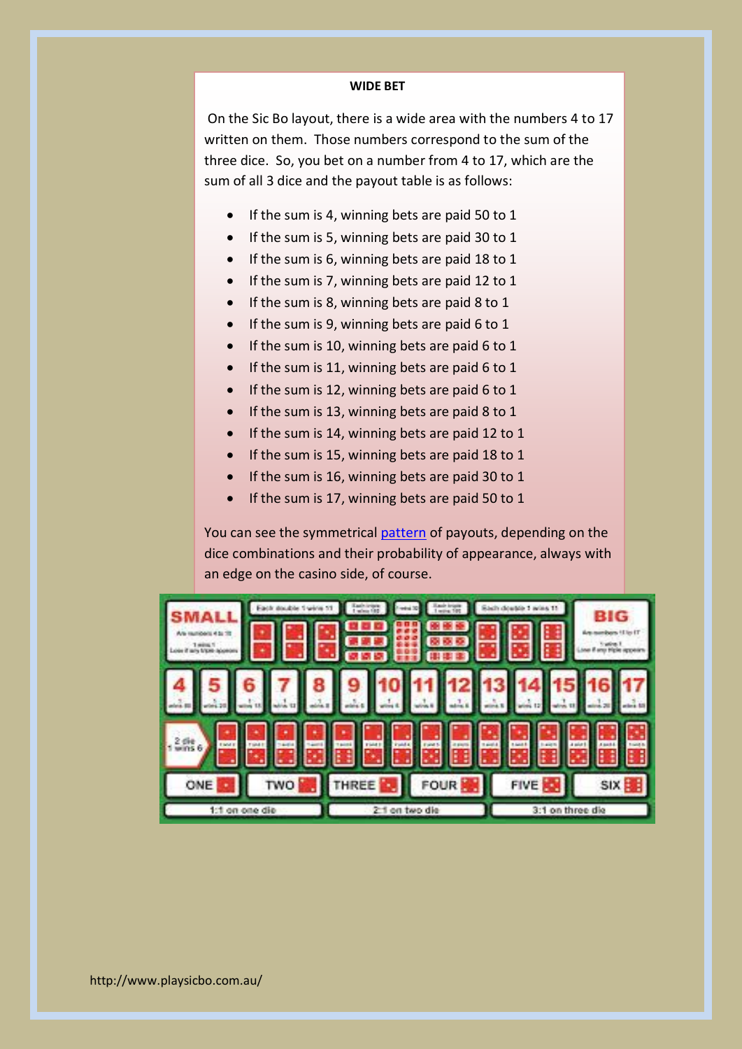**WIDE BET**

On the Sic Bo layout, there is a wide area with the numbers 4 to 17 written on them. Those numbers correspond to the sum of the three dice. So, you bet on a number from 4 to 17, which are the sum of all 3 dice and the payout table is as follows:

- If the sum is 4, winning bets are paid 50 to 1
- If the sum is 5, winning bets are paid 30 to 1
- If the sum is 6, winning bets are paid 18 to 1
- If the sum is 7, winning bets are paid 12 to 1
- If the sum is 8, winning bets are paid 8 to 1
- If the sum is 9, winning bets are paid 6 to 1
- If the sum is 10, winning bets are paid 6 to 1
- If the sum is 11, winning bets are paid 6 to 1
- If the sum is 12, winning bets are paid 6 to 1
- If the sum is 13, winning bets are paid 8 to 1
- If the sum is 14, winning bets are paid 12 to 1
- If the sum is 15, winning bets are paid 18 to 1
- If the sum is 16, winning bets are paid 30 to 1
- If the sum is 17, winning bets are paid 50 to 1

You can see the symmetrical pattern of payouts, depending on the dice combinations and their probability of appearance, always with an edge on the casino side, of course.

http://www.playsicbo.com.au/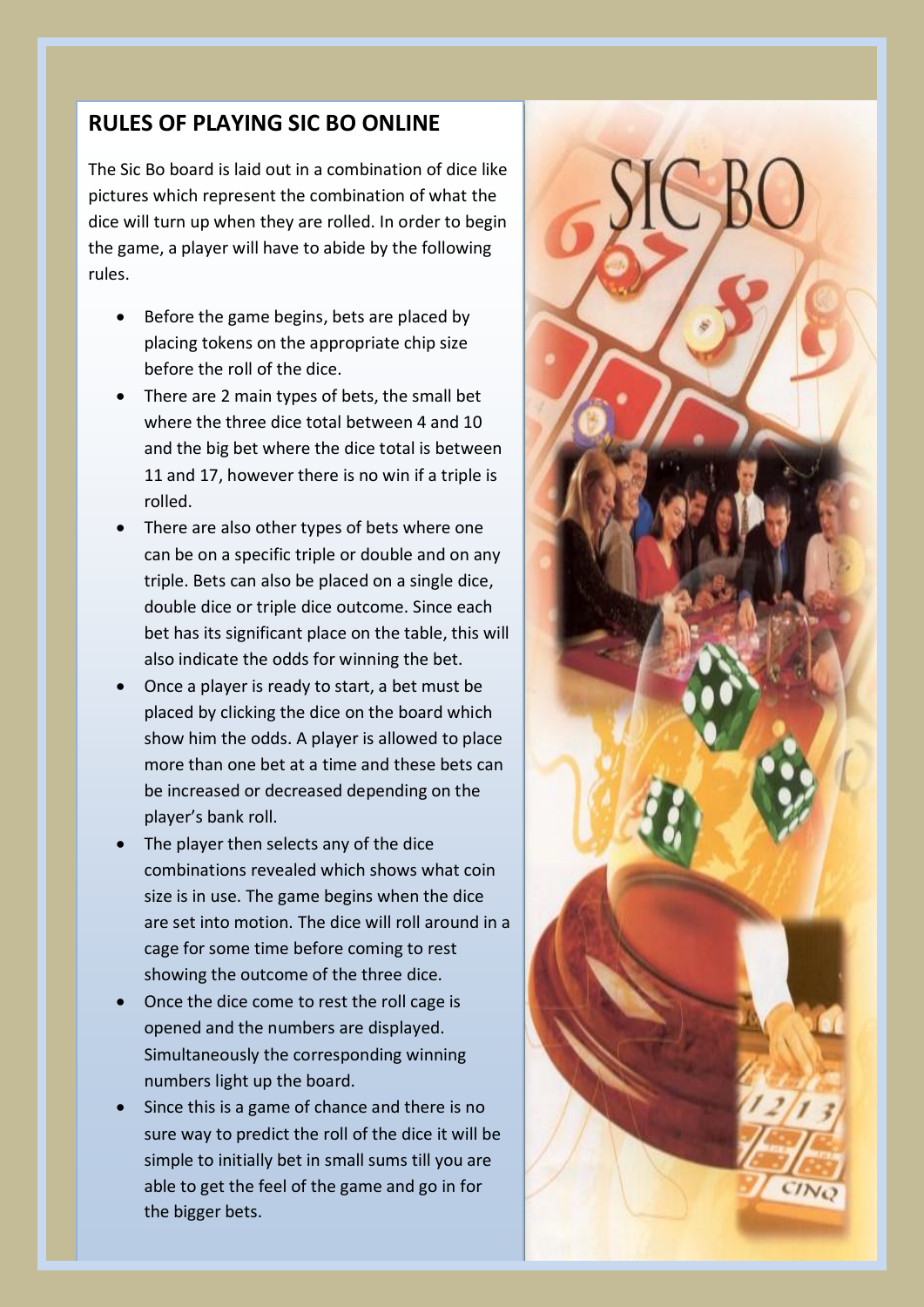## RULES OF PLAYING SIC BO ONLINE

The Sic Bo board is laid out in a combination of dice like pictures which represent the combination of what the dice will turn up when they are rolled. In order to begin the game, a player will have to abide by the following rules.

- Before the game begins, bets are placed by placing tokens on the appropriate chip size before the roll of the dice.
- There are 2 main types of bets, the small bet where the three dice total between 4 and 10 and the big bet where the dice total is between 11 and 17, however there is no win if a triple is rolled.
- There are also other types of bets where one can be on a specific triple or double and on any triple. Bets can also be placed on a single dice, double dice or triple dice outcome. Since each bet has its significant place on the table, this will also indicate the odds for winning the bet.
- Once a player is ready to start, a bet must be placed by clicking the dice on the board which show him the odds. A player is allowed to place more than one bet at a time and these bets can be increased or decreased depending on the player's bank roll.
- The player then selects any of the dice combinations revealed which shows what coin size is in use. The game begins when the dice are set into motion. The dice will roll around in a cage for some time before coming to rest showing the outcome of the three dice.
- Once the dice come to rest the roll cage is opened and the numbers are displayed. Simultaneously the corresponding winning numbers light up the board.
- Since this is a game of chance and there is no sure way to predict the roll of the dice it will be simple to initially bet in small sums till you are able to get the feel of the game and go in for the bigger bets.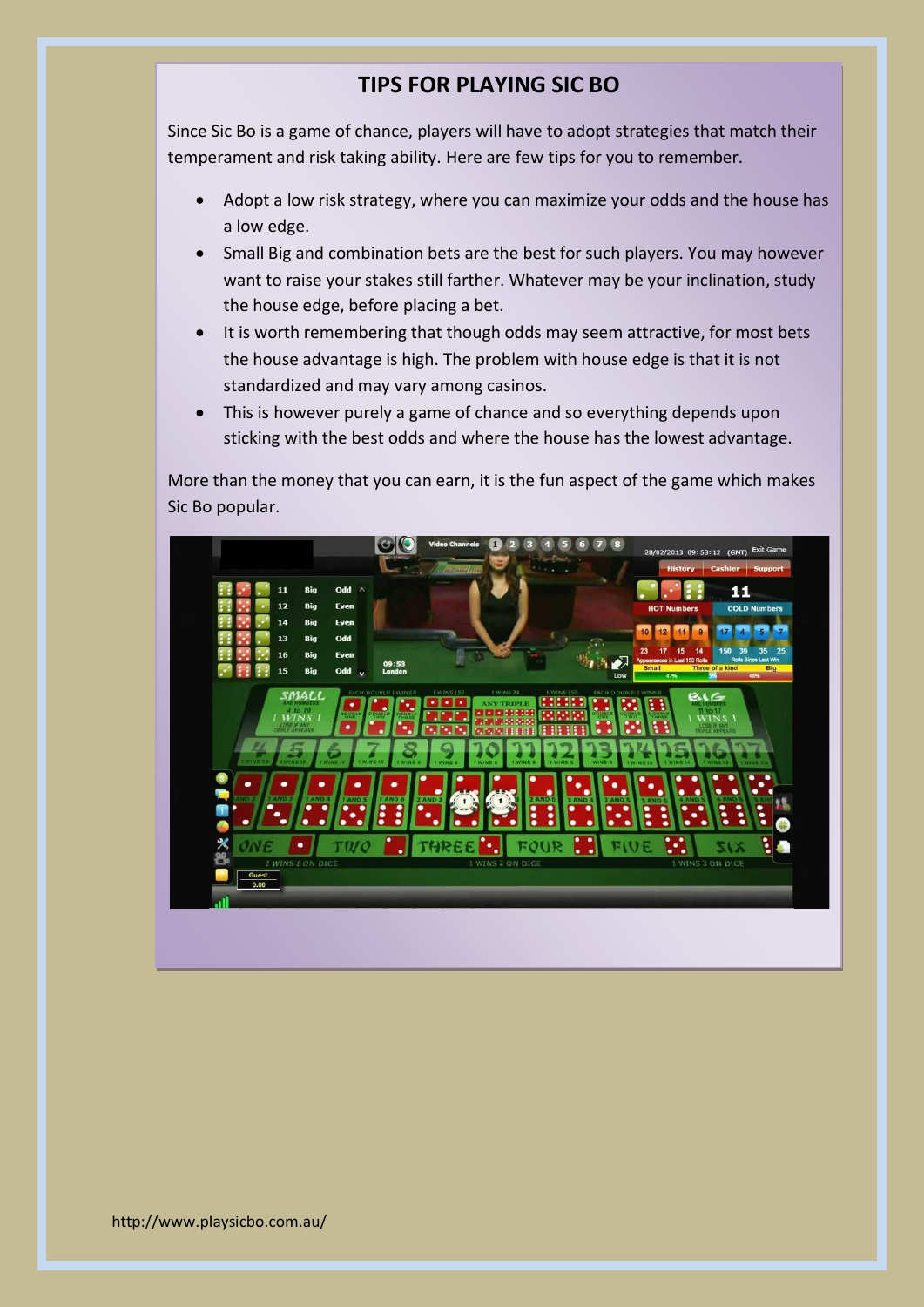# TIPS FOR PLAYING SIC BO

Since Sic Bo is a game of chance, players will have to adopt strategies that match their temperament and risk taking ability. Here are few tips for you to remember.

- Adopt a low risk strategy, where you can maximize your odds and the house has a low edge.
- Small Big and combination bets are the best for such players. You may however want to raise your stakes still farther. Whatever may be your inclination, study the house edge, before placing a bet.
- It is worth remembering that though odds may seem attractive, for most bets the house advantage is high. The problem with house edge is that it is not standardized and may vary among casinos.
- This is however purely a game of chance and so everything depends upon sticking with the best odds and where the house has the lowest advantage.

More than the money that you can earn, it is the fun aspect of the game which makes Sic Bo popular.

http://www.playsicbo.com.au/